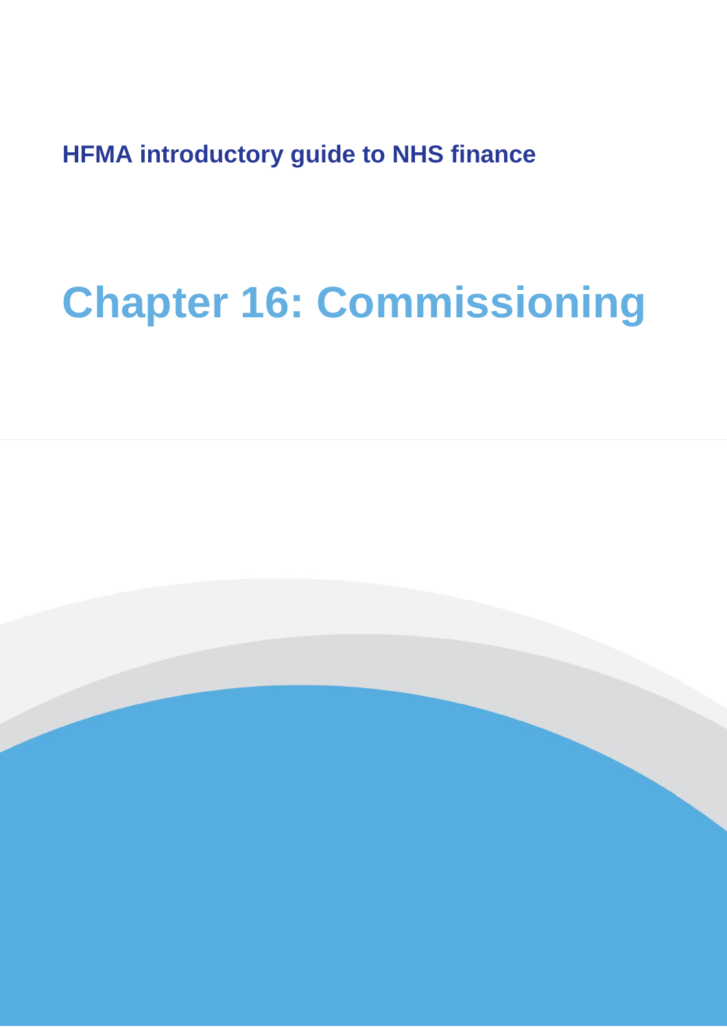**HFMA introductory guide to NHS finance**

# Chapter 16: Commissioning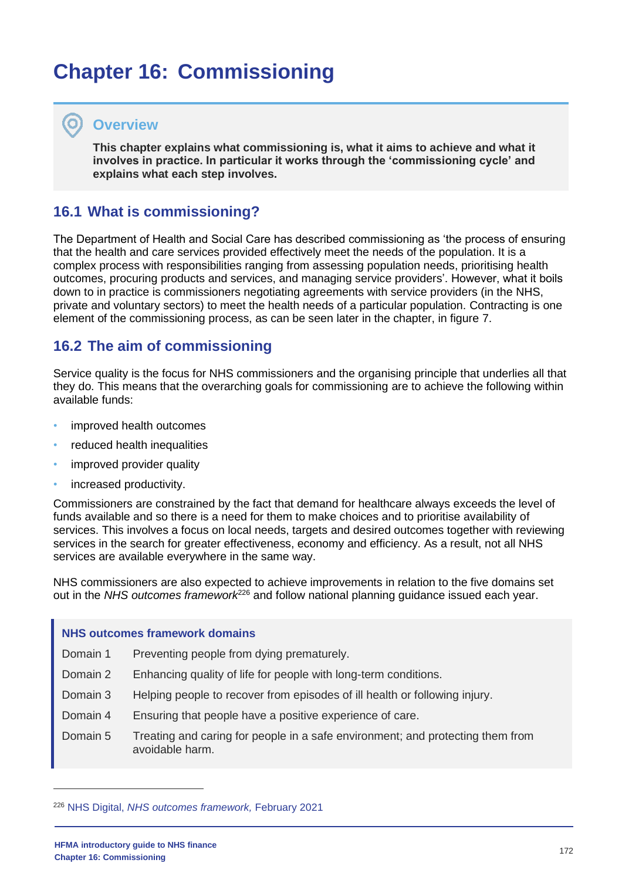# Chapter 16: Commissioning

## Overview

**This chapter explains what commissioning is, what it aims to achieve and what it involves in practice. In particular it works through the 'commissioning cycle' and explains what each step involves.**

## 16.1 What is commissioning?

The Department of Health and Social Care has described commissioning as 'the process of ensuring that the health and care services provided effectively meet the needs of the population. It is a complex process with responsibilities ranging from assessing population needs, prioritising health outcomes, procuring products and services, and managing service providers'. However, what it boils down to in practice is commissioners negotiating agreements with service providers (in the NHS, private and voluntary sectors) to meet the health needs of a particular population. Contracting is one element of the commissioning process, as can be seen later in the chapter, in figure 7.

## 16.2 The aim of commissioning

Service quality is the focus for NHS commissioners and the organising principle that underlies all that they do. This means that the overarching goals for commissioning are to achieve the following within available funds:

- improved health outcomes
- reduced health inequalities
- improved provider quality
- increased productivity.

Commissioners are constrained by the fact that demand for healthcare always exceeds the level of funds available and so there is a need for them to make choices and to prioritise availability of services. This involves a focus on local needs, targets and desired outcomes together with reviewing services in the search for greater effectiveness, economy and efficiency. As a result, not all NHS services are available everywhere in the same way.

NHS commissioners are also expected to achieve improvements in relation to the five domains set out in the *NHS outcomes framework*[226] and follow national planning guidance issued each year.

**NHS outcomes framework domains**

| | |
|---|---|
| Domain 1 | Preventing people from dying prematurely. |
| Domain 2 | Enhancing quality of life for people with long-term conditions. |
| Domain 3 | Helping people to recover from episodes of ill health or following injury. |
| Domain 4 | Ensuring that people have a positive experience of care. |
| Domain 5 | Treating and caring for people in a safe environment; and protecting them from avoidable harm. |

[226] NHS Digital, *NHS outcomes framework,* February 2021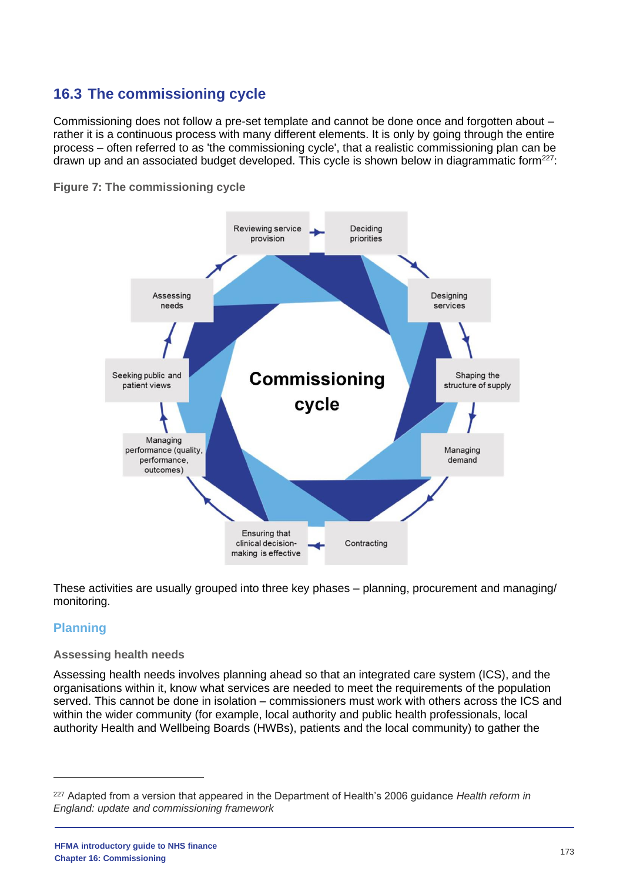## 16.3 The commissioning cycle

Commissioning does not follow a pre-set template and cannot be done once and forgotten about – rather it is a continuous process with many different elements. It is only by going through the entire process – often referred to as 'the commissioning cycle', that a realistic commissioning plan can be drawn up and an associated budget developed. This cycle is shown below in diagrammatic form[227]:

**Figure 7: The commissioning cycle**

Commissioning cycle

- Reviewing service provision
- Deciding priorities
- Designing services
- Shaping the structure of supply
- Managing demand
- Contracting
- Ensuring that clinical decision-making is effective
- Managing performance (quality, performance, outcomes)
- Seeking public and patient views
- Assessing needs

These activities are usually grouped into three key phases – planning, procurement and managing/monitoring.

### Planning

#### Assessing health needs

Assessing health needs involves planning ahead so that an integrated care system (ICS), and the organisations within it, know what services are needed to meet the requirements of the population served. This cannot be done in isolation – commissioners must work with others across the ICS and within the wider community (for example, local authority and public health professionals, local authority Health and Wellbeing Boards (HWBs), patients and the local community) to gather the

[227] Adapted from a version that appeared in the Department of Health's 2006 guidance *Health reform in England: update and commissioning framework*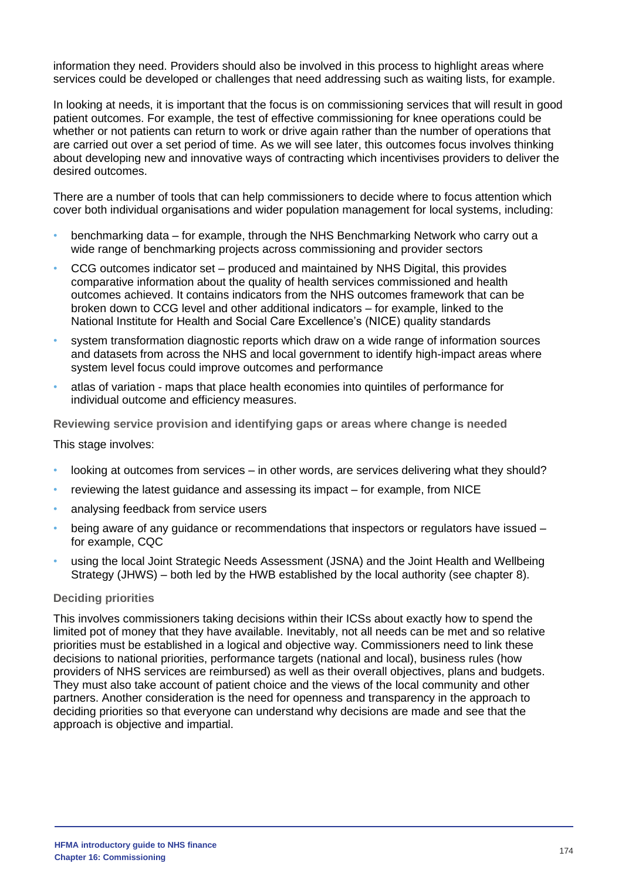information they need. Providers should also be involved in this process to highlight areas where services could be developed or challenges that need addressing such as waiting lists, for example.

In looking at needs, it is important that the focus is on commissioning services that will result in good patient outcomes. For example, the test of effective commissioning for knee operations could be whether or not patients can return to work or drive again rather than the number of operations that are carried out over a set period of time. As we will see later, this outcomes focus involves thinking about developing new and innovative ways of contracting which incentivises providers to deliver the desired outcomes.

There are a number of tools that can help commissioners to decide where to focus attention which cover both individual organisations and wider population management for local systems, including:

- benchmarking data – for example, through the NHS Benchmarking Network who carry out a wide range of benchmarking projects across commissioning and provider sectors
- CCG outcomes indicator set – produced and maintained by NHS Digital, this provides comparative information about the quality of health services commissioned and health outcomes achieved. It contains indicators from the NHS outcomes framework that can be broken down to CCG level and other additional indicators – for example, linked to the National Institute for Health and Social Care Excellence's (NICE) quality standards
- system transformation diagnostic reports which draw on a wide range of information sources and datasets from across the NHS and local government to identify high-impact areas where system level focus could improve outcomes and performance
- atlas of variation - maps that place health economies into quintiles of performance for individual outcome and efficiency measures.

### Reviewing service provision and identifying gaps or areas where change is needed

This stage involves:

- looking at outcomes from services – in other words, are services delivering what they should?
- reviewing the latest guidance and assessing its impact – for example, from NICE
- analysing feedback from service users
- being aware of any guidance or recommendations that inspectors or regulators have issued – for example, CQC
- using the local Joint Strategic Needs Assessment (JSNA) and the Joint Health and Wellbeing Strategy (JHWS) – both led by the HWB established by the local authority (see chapter 8).

### Deciding priorities

This involves commissioners taking decisions within their ICSs about exactly how to spend the limited pot of money that they have available. Inevitably, not all needs can be met and so relative priorities must be established in a logical and objective way. Commissioners need to link these decisions to national priorities, performance targets (national and local), business rules (how providers of NHS services are reimbursed) as well as their overall objectives, plans and budgets. They must also take account of patient choice and the views of the local community and other partners. Another consideration is the need for openness and transparency in the approach to deciding priorities so that everyone can understand why decisions are made and see that the approach is objective and impartial.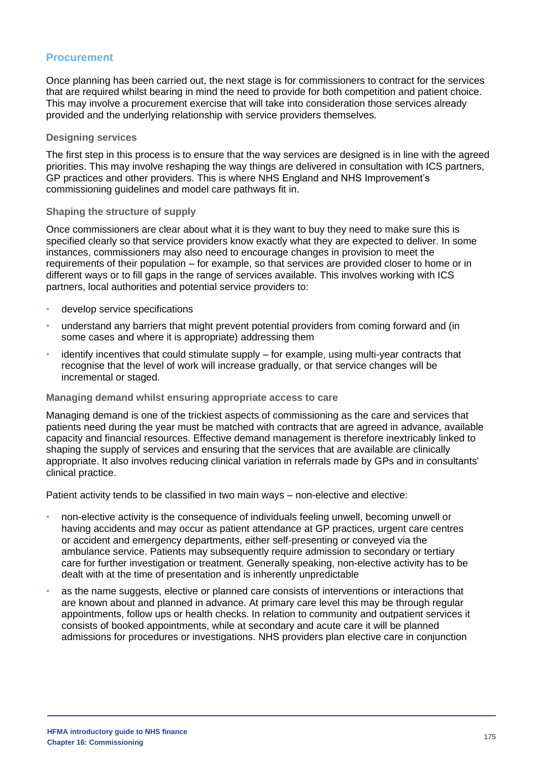## Procurement

Once planning has been carried out, the next stage is for commissioners to contract for the services that are required whilst bearing in mind the need to provide for both competition and patient choice. This may involve a procurement exercise that will take into consideration those services already provided and the underlying relationship with service providers themselves.

### Designing services

The first step in this process is to ensure that the way services are designed is in line with the agreed priorities. This may involve reshaping the way things are delivered in consultation with ICS partners, GP practices and other providers. This is where NHS England and NHS Improvement's commissioning guidelines and model care pathways fit in.

### Shaping the structure of supply

Once commissioners are clear about what it is they want to buy they need to make sure this is specified clearly so that service providers know exactly what they are expected to deliver. In some instances, commissioners may also need to encourage changes in provision to meet the requirements of their population – for example, so that services are provided closer to home or in different ways or to fill gaps in the range of services available. This involves working with ICS partners, local authorities and potential service providers to:

- develop service specifications
- understand any barriers that might prevent potential providers from coming forward and (in some cases and where it is appropriate) addressing them
- identify incentives that could stimulate supply – for example, using multi-year contracts that recognise that the level of work will increase gradually, or that service changes will be incremental or staged.

### Managing demand whilst ensuring appropriate access to care

Managing demand is one of the trickiest aspects of commissioning as the care and services that patients need during the year must be matched with contracts that are agreed in advance, available capacity and financial resources. Effective demand management is therefore inextricably linked to shaping the supply of services and ensuring that the services that are available are clinically appropriate. It also involves reducing clinical variation in referrals made by GPs and in consultants' clinical practice.

Patient activity tends to be classified in two main ways – non-elective and elective:

- non-elective activity is the consequence of individuals feeling unwell, becoming unwell or having accidents and may occur as patient attendance at GP practices, urgent care centres or accident and emergency departments, either self-presenting or conveyed via the ambulance service. Patients may subsequently require admission to secondary or tertiary care for further investigation or treatment. Generally speaking, non-elective activity has to be dealt with at the time of presentation and is inherently unpredictable
- as the name suggests, elective or planned care consists of interventions or interactions that are known about and planned in advance. At primary care level this may be through regular appointments, follow ups or health checks. In relation to community and outpatient services it consists of booked appointments, while at secondary and acute care it will be planned admissions for procedures or investigations. NHS providers plan elective care in conjunction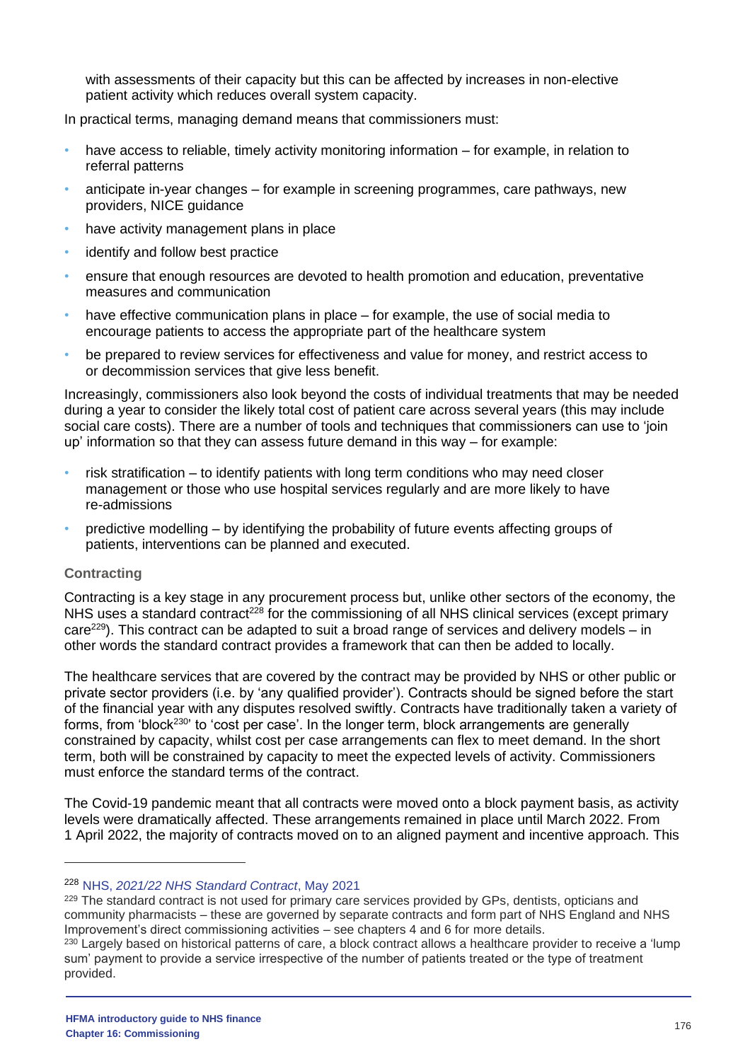with assessments of their capacity but this can be affected by increases in non-elective patient activity which reduces overall system capacity.

In practical terms, managing demand means that commissioners must:

- have access to reliable, timely activity monitoring information – for example, in relation to referral patterns
- anticipate in-year changes – for example in screening programmes, care pathways, new providers, NICE guidance
- have activity management plans in place
- identify and follow best practice
- ensure that enough resources are devoted to health promotion and education, preventative measures and communication
- have effective communication plans in place – for example, the use of social media to encourage patients to access the appropriate part of the healthcare system
- be prepared to review services for effectiveness and value for money, and restrict access to or decommission services that give less benefit.

Increasingly, commissioners also look beyond the costs of individual treatments that may be needed during a year to consider the likely total cost of patient care across several years (this may include social care costs). There are a number of tools and techniques that commissioners can use to 'join up' information so that they can assess future demand in this way – for example:

- risk stratification – to identify patients with long term conditions who may need closer management or those who use hospital services regularly and are more likely to have re-admissions
- predictive modelling – by identifying the probability of future events affecting groups of patients, interventions can be planned and executed.

### Contracting

Contracting is a key stage in any procurement process but, unlike other sectors of the economy, the NHS uses a standard contract[228] for the commissioning of all NHS clinical services (except primary care[229]). This contract can be adapted to suit a broad range of services and delivery models – in other words the standard contract provides a framework that can then be added to locally.

The healthcare services that are covered by the contract may be provided by NHS or other public or private sector providers (i.e. by 'any qualified provider'). Contracts should be signed before the start of the financial year with any disputes resolved swiftly. Contracts have traditionally taken a variety of forms, from 'block[230]' to 'cost per case'. In the longer term, block arrangements are generally constrained by capacity, whilst cost per case arrangements can flex to meet demand. In the short term, both will be constrained by capacity to meet the expected levels of activity. Commissioners must enforce the standard terms of the contract.

The Covid-19 pandemic meant that all contracts were moved onto a block payment basis, as activity levels were dramatically affected. These arrangements remained in place until March 2022. From 1 April 2022, the majority of contracts moved on to an aligned payment and incentive approach. This

---

[228] NHS, *2021/22 NHS Standard Contract*, May 2021

[229] The standard contract is not used for primary care services provided by GPs, dentists, opticians and community pharmacists – these are governed by separate contracts and form part of NHS England and NHS Improvement's direct commissioning activities – see chapters 4 and 6 for more details.

[230] Largely based on historical patterns of care, a block contract allows a healthcare provider to receive a 'lump sum' payment to provide a service irrespective of the number of patients treated or the type of treatment provided.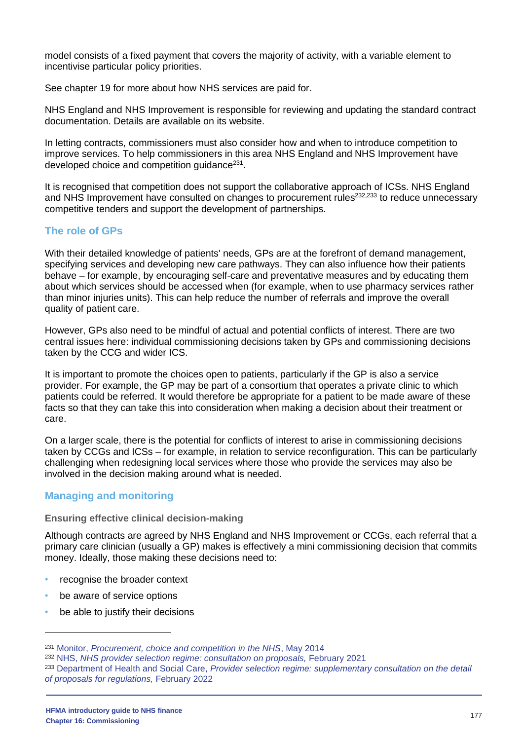model consists of a fixed payment that covers the majority of activity, with a variable element to incentivise particular policy priorities.

See chapter 19 for more about how NHS services are paid for.

NHS England and NHS Improvement is responsible for reviewing and updating the standard contract documentation. Details are available on its website.

In letting contracts, commissioners must also consider how and when to introduce competition to improve services. To help commissioners in this area NHS England and NHS Improvement have developed choice and competition guidance[231].

It is recognised that competition does not support the collaborative approach of ICSs. NHS England and NHS Improvement have consulted on changes to procurement rules[232,233] to reduce unnecessary competitive tenders and support the development of partnerships.

## The role of GPs

With their detailed knowledge of patients' needs, GPs are at the forefront of demand management, specifying services and developing new care pathways. They can also influence how their patients behave – for example, by encouraging self-care and preventative measures and by educating them about which services should be accessed when (for example, when to use pharmacy services rather than minor injuries units). This can help reduce the number of referrals and improve the overall quality of patient care.

However, GPs also need to be mindful of actual and potential conflicts of interest. There are two central issues here: individual commissioning decisions taken by GPs and commissioning decisions taken by the CCG and wider ICS.

It is important to promote the choices open to patients, particularly if the GP is also a service provider. For example, the GP may be part of a consortium that operates a private clinic to which patients could be referred. It would therefore be appropriate for a patient to be made aware of these facts so that they can take this into consideration when making a decision about their treatment or care.

On a larger scale, there is the potential for conflicts of interest to arise in commissioning decisions taken by CCGs and ICSs – for example, in relation to service reconfiguration. This can be particularly challenging when redesigning local services where those who provide the services may also be involved in the decision making around what is needed.

## Managing and monitoring

### Ensuring effective clinical decision-making

Although contracts are agreed by NHS England and NHS Improvement or CCGs, each referral that a primary care clinician (usually a GP) makes is effectively a mini commissioning decision that commits money. Ideally, those making these decisions need to:

- recognise the broader context
- be aware of service options
- be able to justify their decisions

---

[231] Monitor, *Procurement, choice and competition in the NHS*, May 2014

[232] NHS, *NHS provider selection regime: consultation on proposals,* February 2021

[233] Department of Health and Social Care, *Provider selection regime: supplementary consultation on the detail of proposals for regulations,* February 2022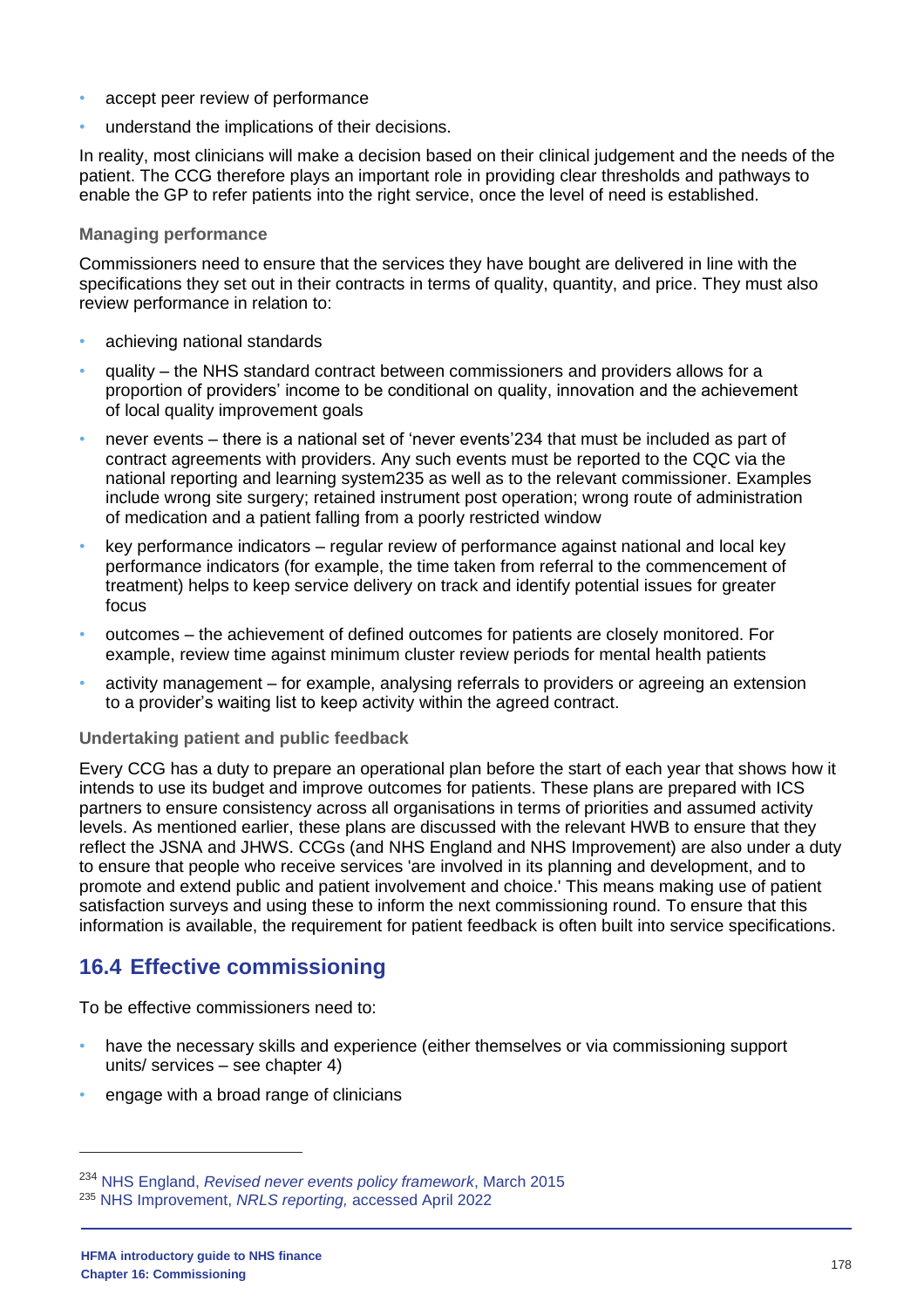- accept peer review of performance
- understand the implications of their decisions.

In reality, most clinicians will make a decision based on their clinical judgement and the needs of the patient. The CCG therefore plays an important role in providing clear thresholds and pathways to enable the GP to refer patients into the right service, once the level of need is established.

#### Managing performance

Commissioners need to ensure that the services they have bought are delivered in line with the specifications they set out in their contracts in terms of quality, quantity, and price. They must also review performance in relation to:

- achieving national standards
- quality – the NHS standard contract between commissioners and providers allows for a proportion of providers' income to be conditional on quality, innovation and the achievement of local quality improvement goals
- never events – there is a national set of 'never events'[234] that must be included as part of contract agreements with providers. Any such events must be reported to the CQC via the national reporting and learning system[235] as well as to the relevant commissioner. Examples include wrong site surgery; retained instrument post operation; wrong route of administration of medication and a patient falling from a poorly restricted window
- key performance indicators – regular review of performance against national and local key performance indicators (for example, the time taken from referral to the commencement of treatment) helps to keep service delivery on track and identify potential issues for greater focus
- outcomes – the achievement of defined outcomes for patients are closely monitored. For example, review time against minimum cluster review periods for mental health patients
- activity management – for example, analysing referrals to providers or agreeing an extension to a provider's waiting list to keep activity within the agreed contract.

#### Undertaking patient and public feedback

Every CCG has a duty to prepare an operational plan before the start of each year that shows how it intends to use its budget and improve outcomes for patients. These plans are prepared with ICS partners to ensure consistency across all organisations in terms of priorities and assumed activity levels. As mentioned earlier, these plans are discussed with the relevant HWB to ensure that they reflect the JSNA and JHWS. CCGs (and NHS England and NHS Improvement) are also under a duty to ensure that people who receive services 'are involved in its planning and development, and to promote and extend public and patient involvement and choice.' This means making use of patient satisfaction surveys and using these to inform the next commissioning round. To ensure that this information is available, the requirement for patient feedback is often built into service specifications.

## 16.4 Effective commissioning

To be effective commissioners need to:

- have the necessary skills and experience (either themselves or via commissioning support units/ services – see chapter 4)
- engage with a broad range of clinicians

---

[234] NHS England, *Revised never events policy framework*, March 2015

[235] NHS Improvement, *NRLS reporting,* accessed April 2022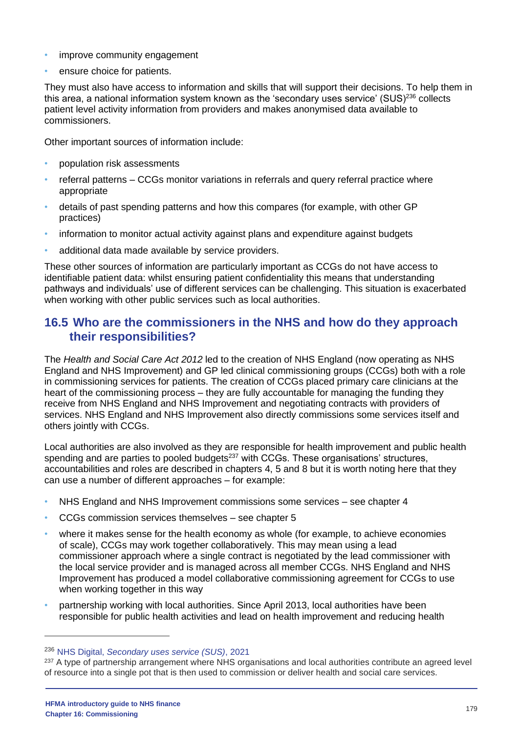- improve community engagement
- ensure choice for patients.

They must also have access to information and skills that will support their decisions. To help them in this area, a national information system known as the 'secondary uses service' (SUS)[236] collects patient level activity information from providers and makes anonymised data available to commissioners.

Other important sources of information include:

- population risk assessments
- referral patterns – CCGs monitor variations in referrals and query referral practice where appropriate
- details of past spending patterns and how this compares (for example, with other GP practices)
- information to monitor actual activity against plans and expenditure against budgets
- additional data made available by service providers.

These other sources of information are particularly important as CCGs do not have access to identifiable patient data: whilst ensuring patient confidentiality this means that understanding pathways and individuals' use of different services can be challenging. This situation is exacerbated when working with other public services such as local authorities.

## 16.5 Who are the commissioners in the NHS and how do they approach their responsibilities?

The *Health and Social Care Act 2012* led to the creation of NHS England (now operating as NHS England and NHS Improvement) and GP led clinical commissioning groups (CCGs) both with a role in commissioning services for patients. The creation of CCGs placed primary care clinicians at the heart of the commissioning process – they are fully accountable for managing the funding they receive from NHS England and NHS Improvement and negotiating contracts with providers of services. NHS England and NHS Improvement also directly commissions some services itself and others jointly with CCGs.

Local authorities are also involved as they are responsible for health improvement and public health spending and are parties to pooled budgets[237] with CCGs. These organisations' structures, accountabilities and roles are described in chapters 4, 5 and 8 but it is worth noting here that they can use a number of different approaches – for example:

- NHS England and NHS Improvement commissions some services – see chapter 4
- CCGs commission services themselves – see chapter 5
- where it makes sense for the health economy as whole (for example, to achieve economies of scale), CCGs may work together collaboratively. This may mean using a lead commissioner approach where a single contract is negotiated by the lead commissioner with the local service provider and is managed across all member CCGs. NHS England and NHS Improvement has produced a model collaborative commissioning agreement for CCGs to use when working together in this way
- partnership working with local authorities. Since April 2013, local authorities have been responsible for public health activities and lead on health improvement and reducing health

---

[236] NHS Digital, *Secondary uses service (SUS)*, 2021

[237] A type of partnership arrangement where NHS organisations and local authorities contribute an agreed level of resource into a single pot that is then used to commission or deliver health and social care services.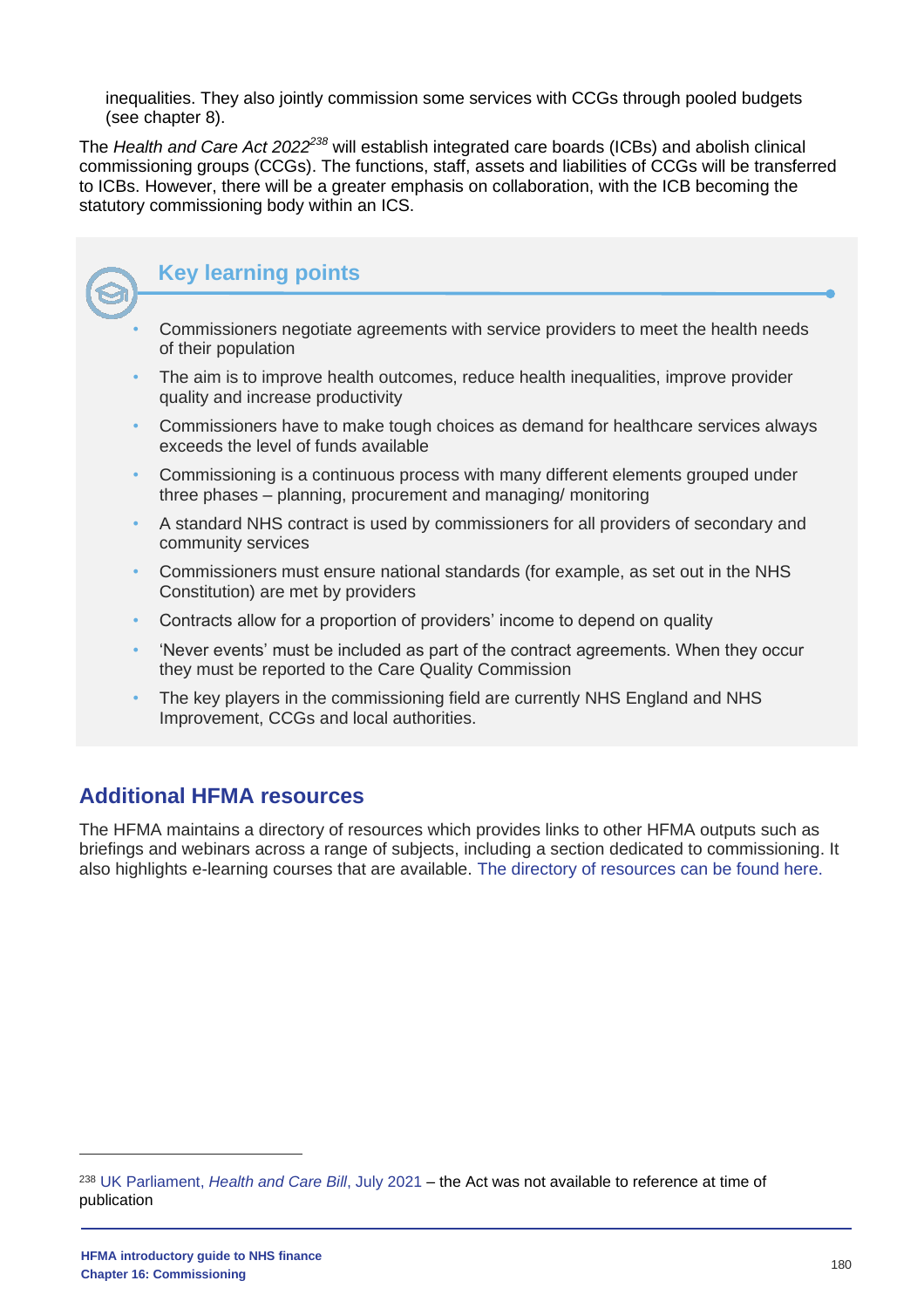inequalities. They also jointly commission some services with CCGs through pooled budgets (see chapter 8).

The *Health and Care Act 2022*[238] will establish integrated care boards (ICBs) and abolish clinical commissioning groups (CCGs). The functions, staff, assets and liabilities of CCGs will be transferred to ICBs. However, there will be a greater emphasis on collaboration, with the ICB becoming the statutory commissioning body within an ICS.

## Key learning points

- Commissioners negotiate agreements with service providers to meet the health needs of their population
- The aim is to improve health outcomes, reduce health inequalities, improve provider quality and increase productivity
- Commissioners have to make tough choices as demand for healthcare services always exceeds the level of funds available
- Commissioning is a continuous process with many different elements grouped under three phases – planning, procurement and managing/ monitoring
- A standard NHS contract is used by commissioners for all providers of secondary and community services
- Commissioners must ensure national standards (for example, as set out in the NHS Constitution) are met by providers
- Contracts allow for a proportion of providers' income to depend on quality
- 'Never events' must be included as part of the contract agreements. When they occur they must be reported to the Care Quality Commission
- The key players in the commissioning field are currently NHS England and NHS Improvement, CCGs and local authorities.

## Additional HFMA resources

The HFMA maintains a directory of resources which provides links to other HFMA outputs such as briefings and webinars across a range of subjects, including a section dedicated to commissioning. It also highlights e-learning courses that are available. The directory of resources can be found here.

---

[238] UK Parliament, *Health and Care Bill*, July 2021 – the Act was not available to reference at time of publication